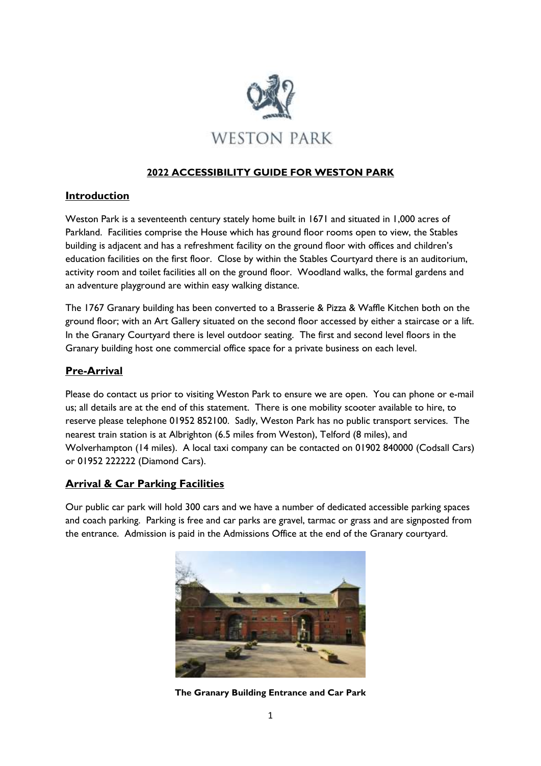WESTON PARK

# 2022 ACCESSIBILITY GUIDE FOR WESTON PARK

## Introduction

Weston Park is a seventeenth century stately home built in 1671 and situated in 1,000 acres of Parkland. Facilities comprise the House which has ground floor rooms open to view, the Stables building is adjacent and has a refreshment facility on the ground floor with offices and children's education facilities on the first floor. Close by within the Stables Courtyard there is an auditorium, activity room and toilet facilities all on the ground floor. Woodland walks, the formal gardens and an adventure playground are within easy walking distance.

The 1767 Granary building has been converted to a Brasserie & Pizza & Waffle Kitchen both on the ground floor; with an Art Gallery situated on the second floor accessed by either a staircase or a lift. In the Granary Courtyard there is level outdoor seating. The first and second level floors in the Granary building host one commercial office space for a private business on each level.

## Pre-Arrival

Please do contact us prior to visiting Weston Park to ensure we are open. You can phone or e-mail us; all details are at the end of this statement. There is one mobility scooter available to hire, to reserve please telephone 01952 852100. Sadly, Weston Park has no public transport services. The nearest train station is at Albrighton (6.5 miles from Weston), Telford (8 miles), and Wolverhampton (14 miles). A local taxi company can be contacted on 01902 840000 (Codsall Cars) or 01952 222222 (Diamond Cars).

## Arrival & Car Parking Facilities

Our public car park will hold 300 cars and we have a number of dedicated accessible parking spaces and coach parking. Parking is free and car parks are gravel, tarmac or grass and are signposted from the entrance. Admission is paid in the Admissions Office at the end of the Granary courtyard.

**The Granary Building Entrance and Car Park**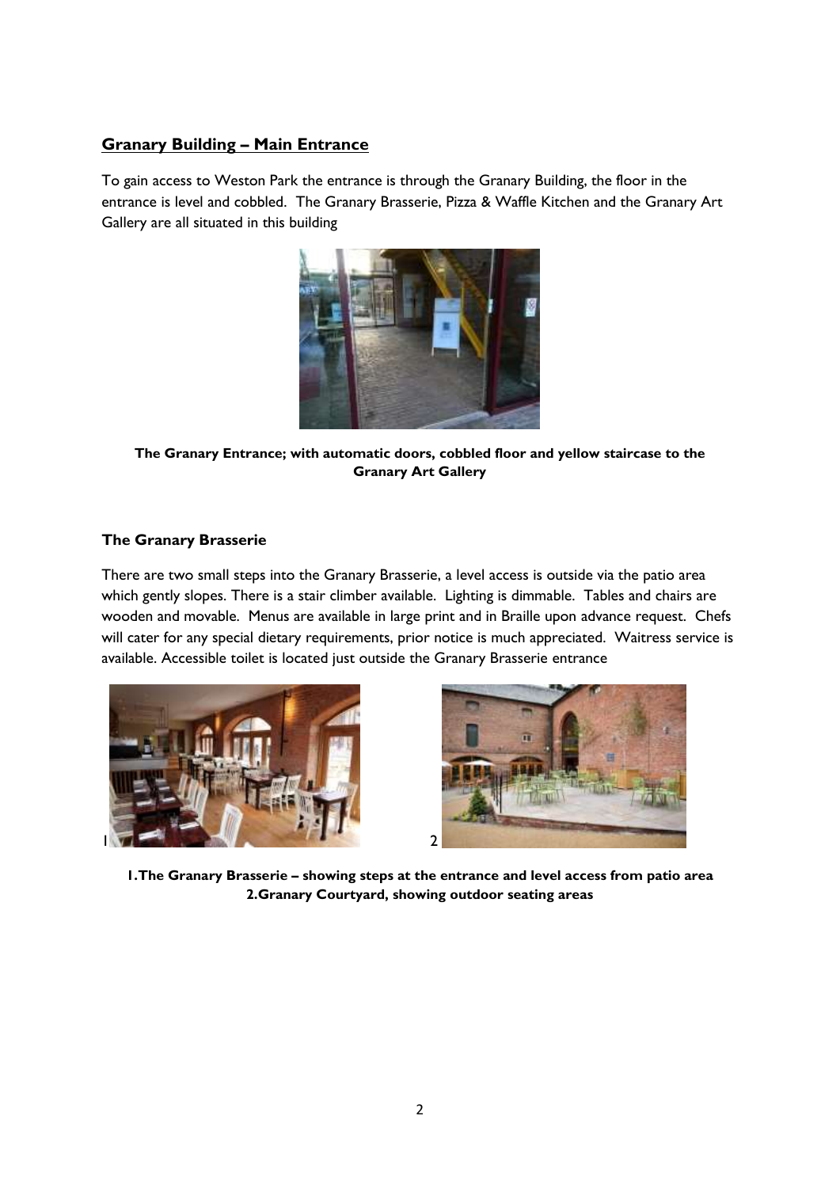## Granary Building – Main Entrance

To gain access to Weston Park the entrance is through the Granary Building, the floor in the entrance is level and cobbled. The Granary Brasserie, Pizza & Waffle Kitchen and the Granary Art Gallery are all situated in this building

**The Granary Entrance; with automatic doors, cobbled floor and yellow staircase to the Granary Art Gallery**

### The Granary Brasserie

There are two small steps into the Granary Brasserie, a level access is outside via the patio area which gently slopes. There is a stair climber available. Lighting is dimmable. Tables and chairs are wooden and movable. Menus are available in large print and in Braille upon advance request. Chefs will cater for any special dietary requirements, prior notice is much appreciated. Waitress service is available. Accessible toilet is located just outside the Granary Brasserie entrance

**1. The Granary Brasserie – showing steps at the entrance and level access from patio area**
**2. Granary Courtyard, showing outdoor seating areas**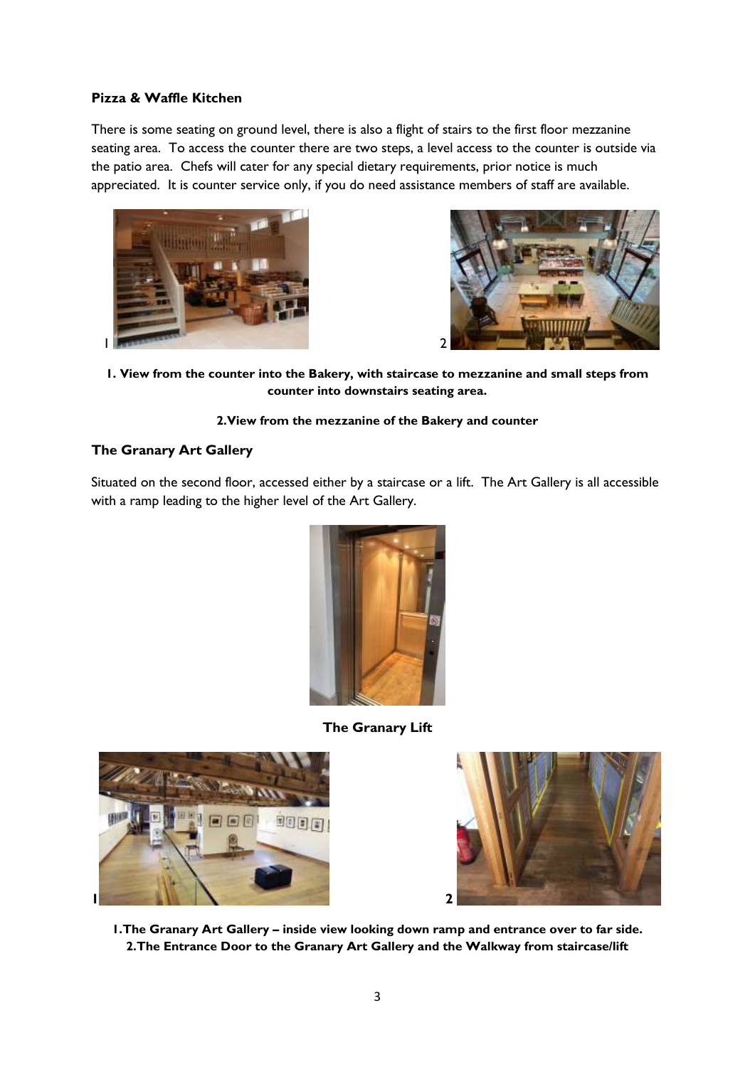**Pizza & Waffle Kitchen**

There is some seating on ground level, there is also a flight of stairs to the first floor mezzanine seating area. To access the counter there are two steps, a level access to the counter is outside via the patio area. Chefs will cater for any special dietary requirements, prior notice is much appreciated. It is counter service only, if you do need assistance members of staff are available.

1

2

**1. View from the counter into the Bakery, with staircase to mezzanine and small steps from counter into downstairs seating area.**

**2. View from the mezzanine of the Bakery and counter**

**The Granary Art Gallery**

Situated on the second floor, accessed either by a staircase or a lift. The Art Gallery is all accessible with a ramp leading to the higher level of the Art Gallery.

**The Granary Lift**

1

2

**1. The Granary Art Gallery – inside view looking down ramp and entrance over to far side.**
**2. The Entrance Door to the Granary Art Gallery and the Walkway from staircase/lift**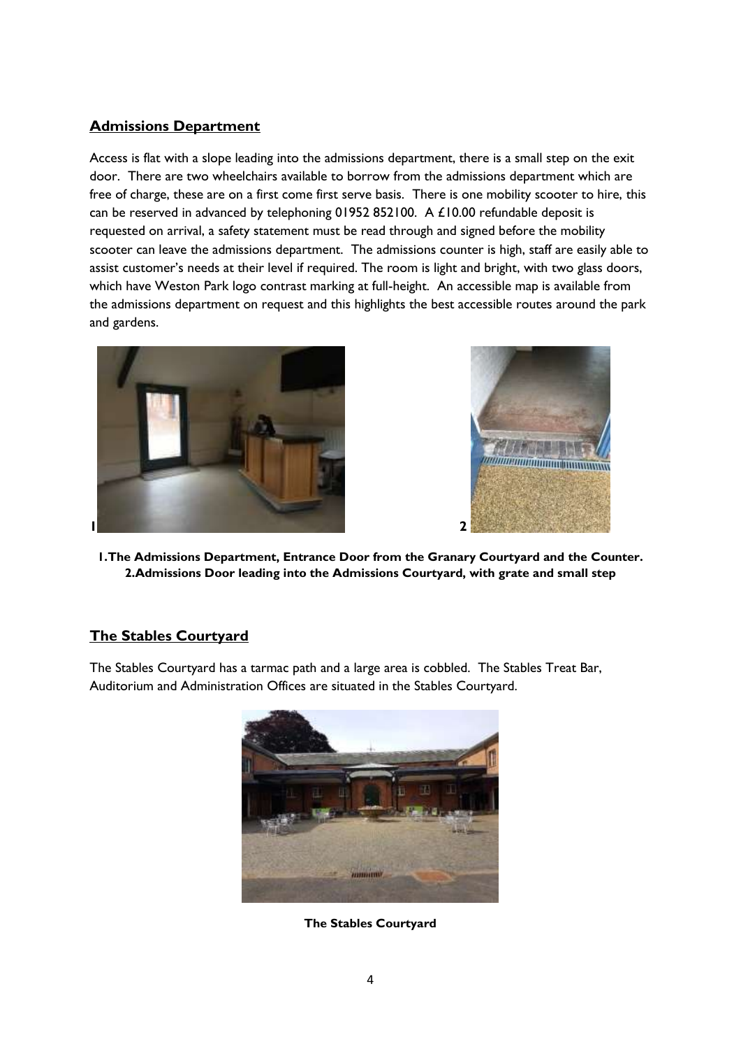## Admissions Department

Access is flat with a slope leading into the admissions department, there is a small step on the exit door. There are two wheelchairs available to borrow from the admissions department which are free of charge, these are on a first come first serve basis. There is one mobility scooter to hire, this can be reserved in advanced by telephoning 01952 852100. A £10.00 refundable deposit is requested on arrival, a safety statement must be read through and signed before the mobility scooter can leave the admissions department. The admissions counter is high, staff are easily able to assist customer's needs at their level if required. The room is light and bright, with two glass doors, which have Weston Park logo contrast marking at full-height. An accessible map is available from the admissions department on request and this highlights the best accessible routes around the park and gardens.

1 2

**1.The Admissions Department, Entrance Door from the Granary Courtyard and the Counter.**
**2.Admissions Door leading into the Admissions Courtyard, with grate and small step**

## The Stables Courtyard

The Stables Courtyard has a tarmac path and a large area is cobbled. The Stables Treat Bar, Auditorium and Administration Offices are situated in the Stables Courtyard.

**The Stables Courtyard**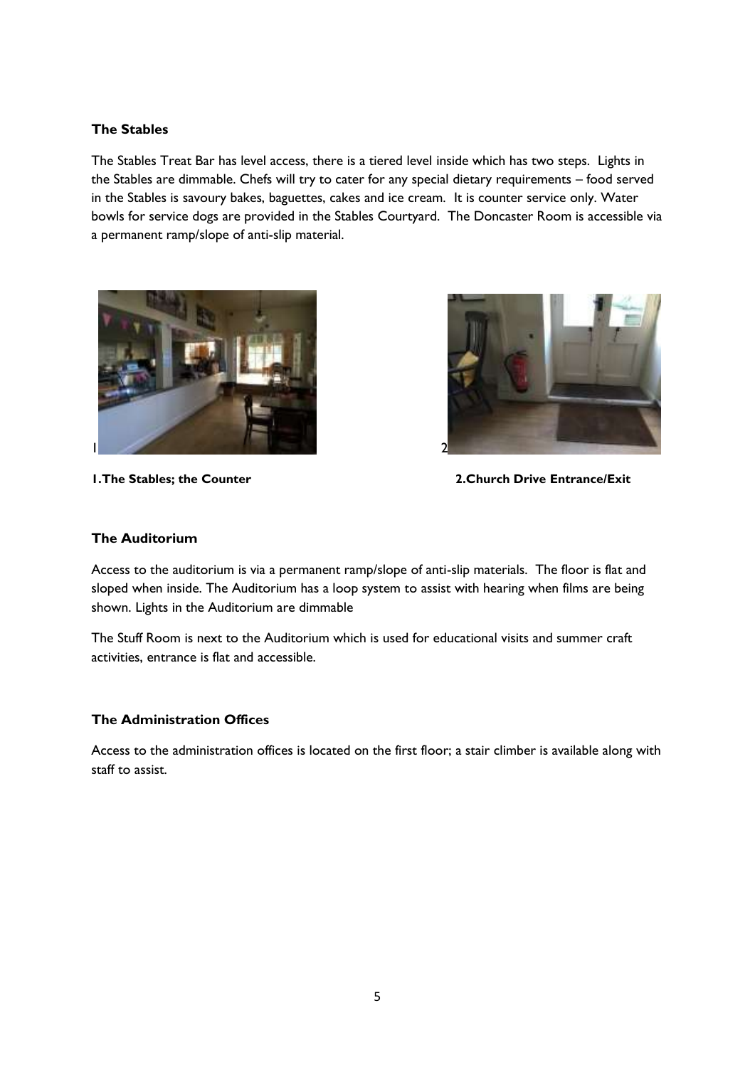### The Stables

The Stables Treat Bar has level access, there is a tiered level inside which has two steps. Lights in the Stables are dimmable. Chefs will try to cater for any special dietary requirements – food served in the Stables is savoury bakes, baguettes, cakes and ice cream. It is counter service only. Water bowls for service dogs are provided in the Stables Courtyard. The Doncaster Room is accessible via a permanent ramp/slope of anti-slip material.

**1.The Stables; the Counter**

**2.Church Drive Entrance/Exit**

### The Auditorium

Access to the auditorium is via a permanent ramp/slope of anti-slip materials. The floor is flat and sloped when inside. The Auditorium has a loop system to assist with hearing when films are being shown. Lights in the Auditorium are dimmable

The Stuff Room is next to the Auditorium which is used for educational visits and summer craft activities, entrance is flat and accessible.

### The Administration Offices

Access to the administration offices is located on the first floor; a stair climber is available along with staff to assist.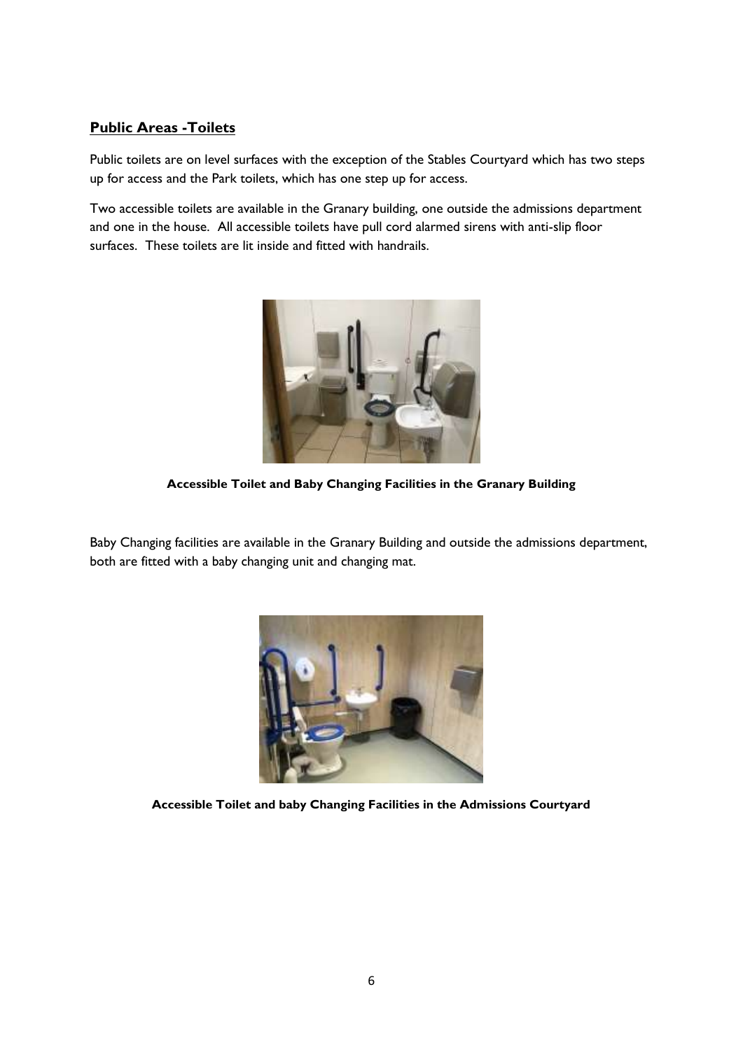## Public Areas -Toilets

Public toilets are on level surfaces with the exception of the Stables Courtyard which has two steps up for access and the Park toilets, which has one step up for access.

Two accessible toilets are available in the Granary building, one outside the admissions department and one in the house. All accessible toilets have pull cord alarmed sirens with anti-slip floor surfaces. These toilets are lit inside and fitted with handrails.

**Accessible Toilet and Baby Changing Facilities in the Granary Building**

Baby Changing facilities are available in the Granary Building and outside the admissions department, both are fitted with a baby changing unit and changing mat.

**Accessible Toilet and baby Changing Facilities in the Admissions Courtyard**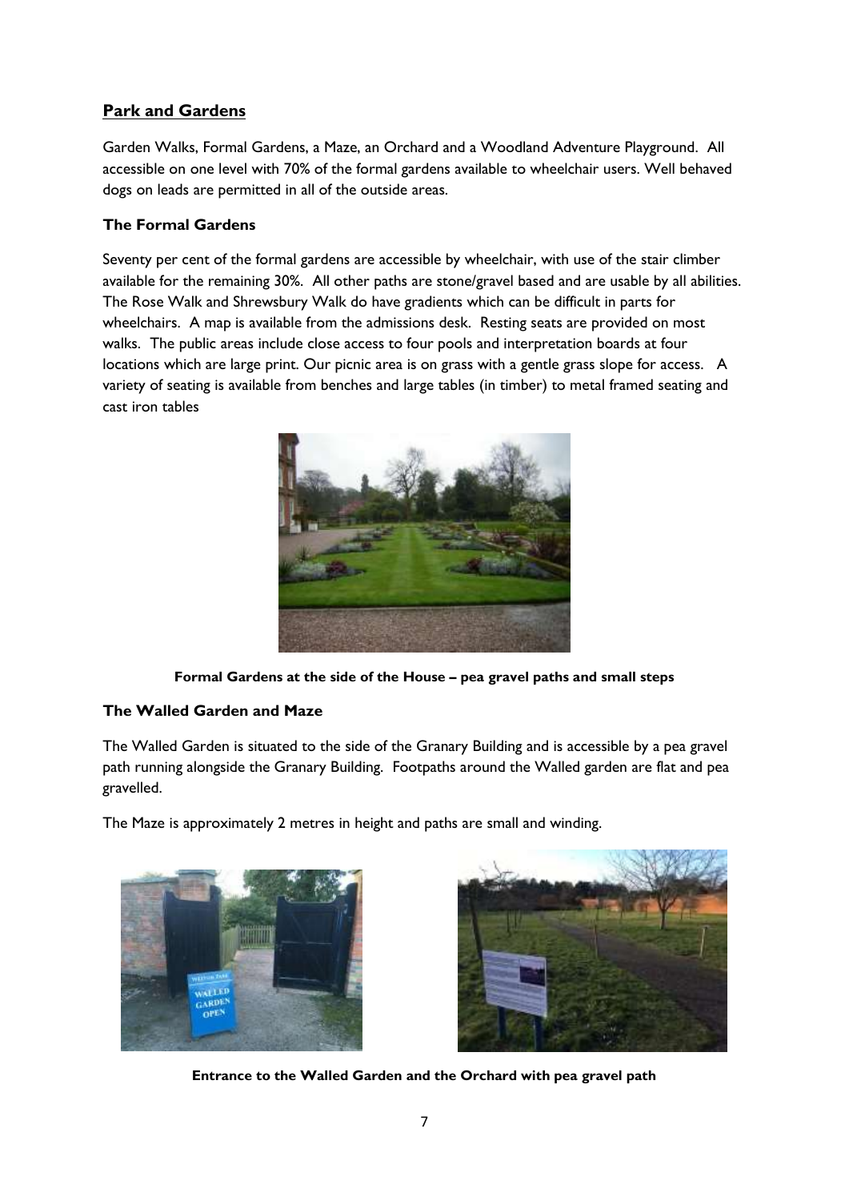## Park and Gardens

Garden Walks, Formal Gardens, a Maze, an Orchard and a Woodland Adventure Playground. All accessible on one level with 70% of the formal gardens available to wheelchair users. Well behaved dogs on leads are permitted in all of the outside areas.

### The Formal Gardens

Seventy per cent of the formal gardens are accessible by wheelchair, with use of the stair climber available for the remaining 30%. All other paths are stone/gravel based and are usable by all abilities. The Rose Walk and Shrewsbury Walk do have gradients which can be difficult in parts for wheelchairs. A map is available from the admissions desk. Resting seats are provided on most walks. The public areas include close access to four pools and interpretation boards at four locations which are large print. Our picnic area is on grass with a gentle grass slope for access. A variety of seating is available from benches and large tables (in timber) to metal framed seating and cast iron tables

**Formal Gardens at the side of the House – pea gravel paths and small steps**

### The Walled Garden and Maze

The Walled Garden is situated to the side of the Granary Building and is accessible by a pea gravel path running alongside the Granary Building. Footpaths around the Walled garden are flat and pea gravelled.

The Maze is approximately 2 metres in height and paths are small and winding.

**Entrance to the Walled Garden and the Orchard with pea gravel path**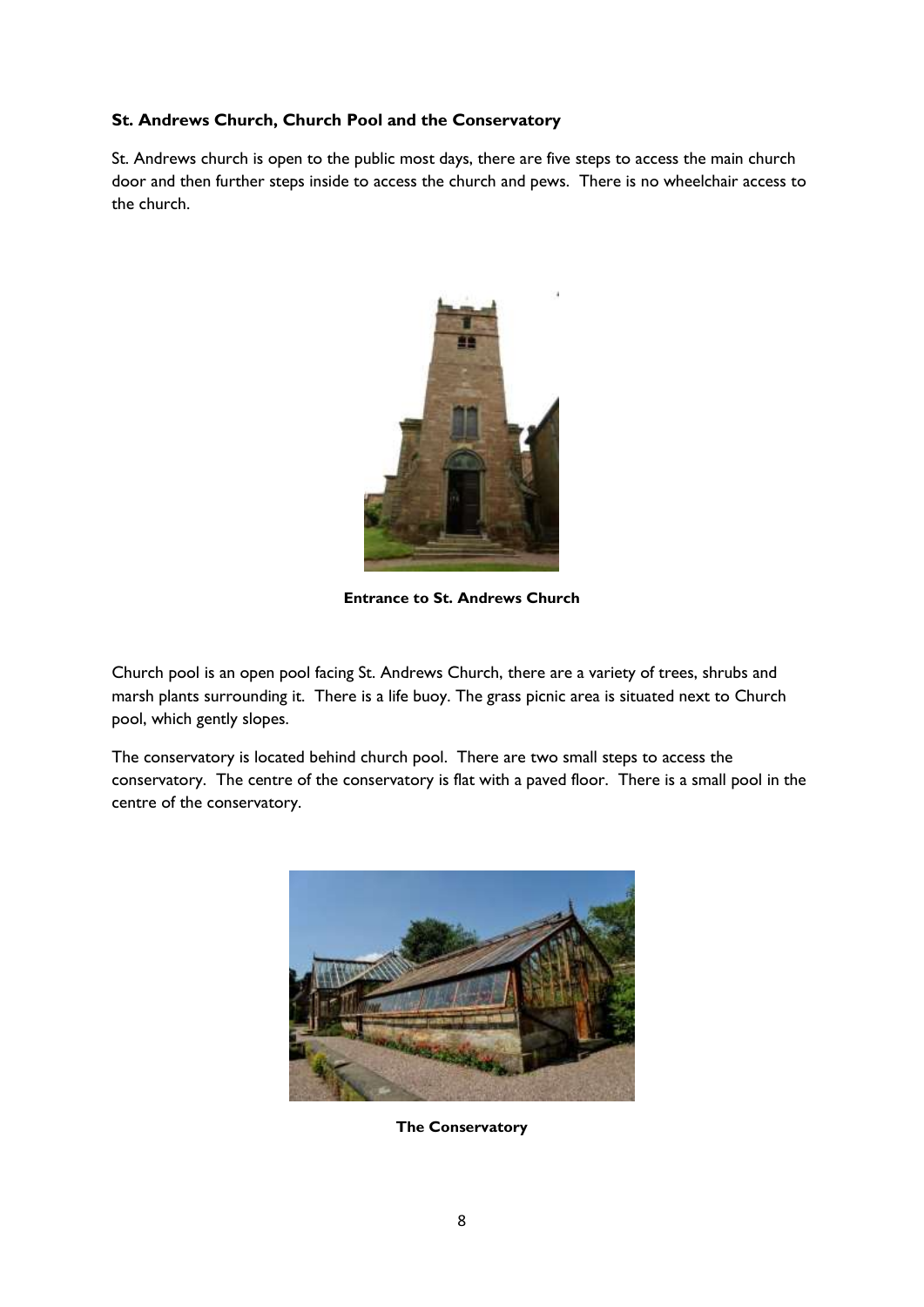### St. Andrews Church, Church Pool and the Conservatory

St. Andrews church is open to the public most days, there are five steps to access the main church door and then further steps inside to access the church and pews. There is no wheelchair access to the church.

**Entrance to St. Andrews Church**

Church pool is an open pool facing St. Andrews Church, there are a variety of trees, shrubs and marsh plants surrounding it. There is a life buoy. The grass picnic area is situated next to Church pool, which gently slopes.

The conservatory is located behind church pool. There are two small steps to access the conservatory. The centre of the conservatory is flat with a paved floor. There is a small pool in the centre of the conservatory.

**The Conservatory**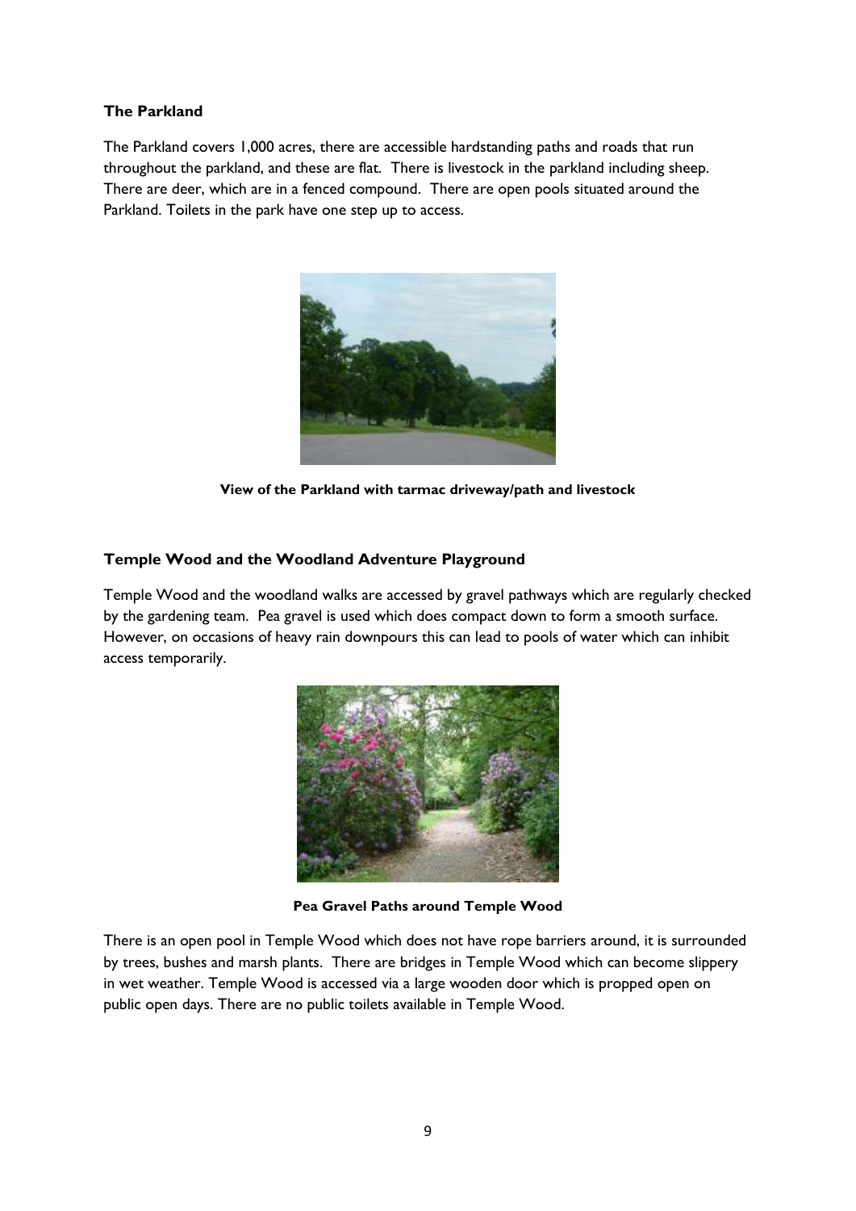**The Parkland**

The Parkland covers 1,000 acres, there are accessible hardstanding paths and roads that run throughout the parkland, and these are flat. There is livestock in the parkland including sheep. There are deer, which are in a fenced compound. There are open pools situated around the Parkland. Toilets in the park have one step up to access.

**View of the Parkland with tarmac driveway/path and livestock**

**Temple Wood and the Woodland Adventure Playground**

Temple Wood and the woodland walks are accessed by gravel pathways which are regularly checked by the gardening team. Pea gravel is used which does compact down to form a smooth surface. However, on occasions of heavy rain downpours this can lead to pools of water which can inhibit access temporarily.

**Pea Gravel Paths around Temple Wood**

There is an open pool in Temple Wood which does not have rope barriers around, it is surrounded by trees, bushes and marsh plants. There are bridges in Temple Wood which can become slippery in wet weather. Temple Wood is accessed via a large wooden door which is propped open on public open days. There are no public toilets available in Temple Wood.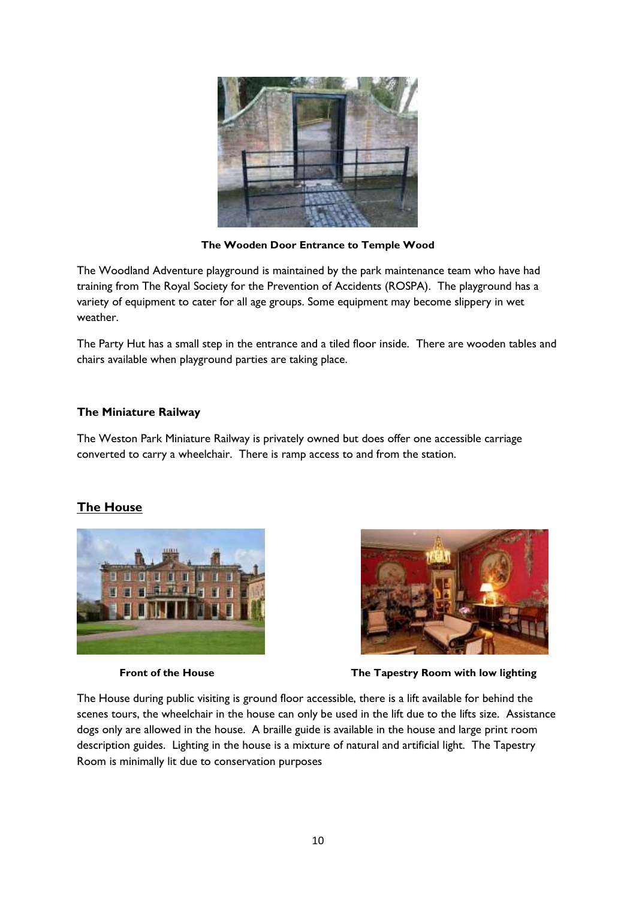**The Wooden Door Entrance to Temple Wood**

The Woodland Adventure playground is maintained by the park maintenance team who have had training from The Royal Society for the Prevention of Accidents (ROSPA). The playground has a variety of equipment to cater for all age groups. Some equipment may become slippery in wet weather.

The Party Hut has a small step in the entrance and a tiled floor inside. There are wooden tables and chairs available when playground parties are taking place.

### The Miniature Railway

The Weston Park Miniature Railway is privately owned but does offer one accessible carriage converted to carry a wheelchair. There is ramp access to and from the station.

## The House

**Front of the House**

**The Tapestry Room with low lighting**

The House during public visiting is ground floor accessible, there is a lift available for behind the scenes tours, the wheelchair in the house can only be used in the lift due to the lifts size. Assistance dogs only are allowed in the house. A braille guide is available in the house and large print room description guides. Lighting in the house is a mixture of natural and artificial light. The Tapestry Room is minimally lit due to conservation purposes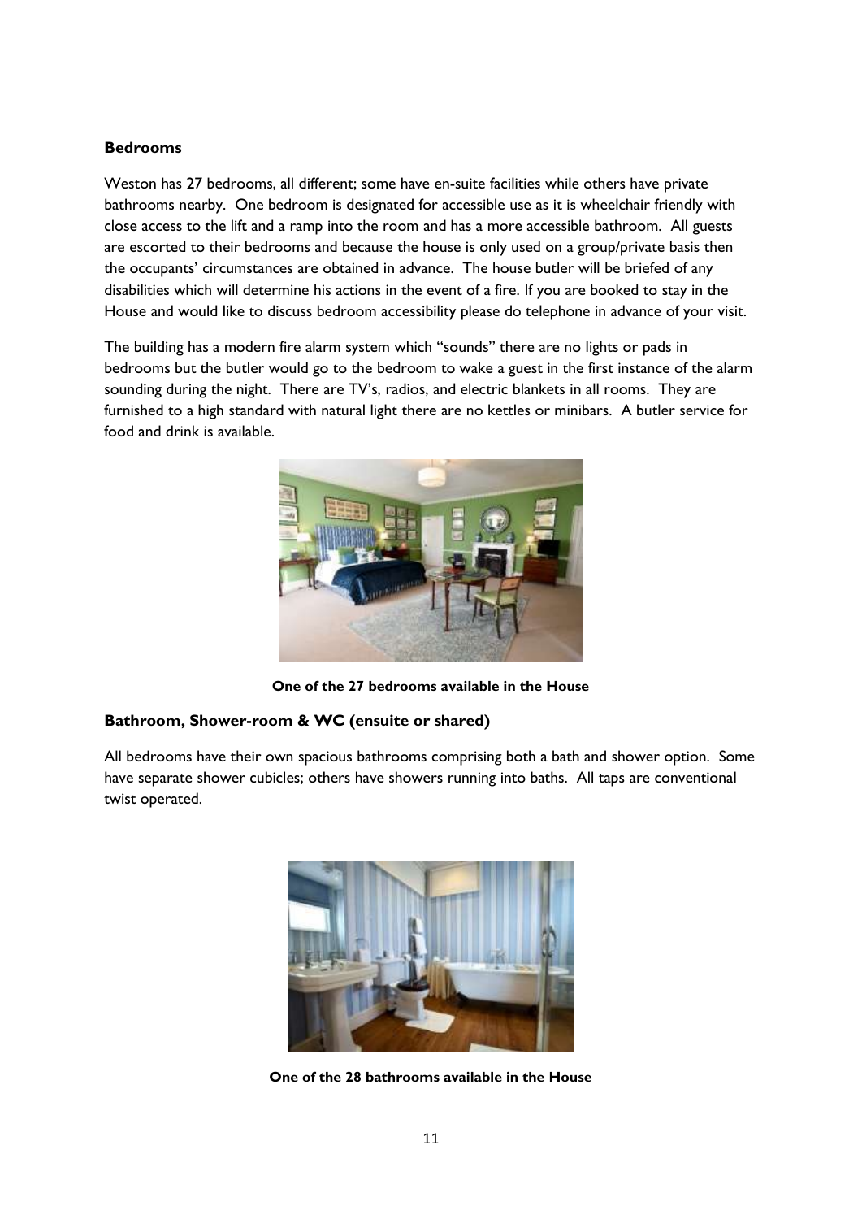### Bedrooms

Weston has 27 bedrooms, all different; some have en-suite facilities while others have private bathrooms nearby. One bedroom is designated for accessible use as it is wheelchair friendly with close access to the lift and a ramp into the room and has a more accessible bathroom. All guests are escorted to their bedrooms and because the house is only used on a group/private basis then the occupants' circumstances are obtained in advance. The house butler will be briefed of any disabilities which will determine his actions in the event of a fire. If you are booked to stay in the House and would like to discuss bedroom accessibility please do telephone in advance of your visit.

The building has a modern fire alarm system which "sounds" there are no lights or pads in bedrooms but the butler would go to the bedroom to wake a guest in the first instance of the alarm sounding during the night. There are TV's, radios, and electric blankets in all rooms. They are furnished to a high standard with natural light there are no kettles or minibars. A butler service for food and drink is available.

**One of the 27 bedrooms available in the House**

### Bathroom, Shower-room & WC (ensuite or shared)

All bedrooms have their own spacious bathrooms comprising both a bath and shower option. Some have separate shower cubicles; others have showers running into baths. All taps are conventional twist operated.

**One of the 28 bathrooms available in the House**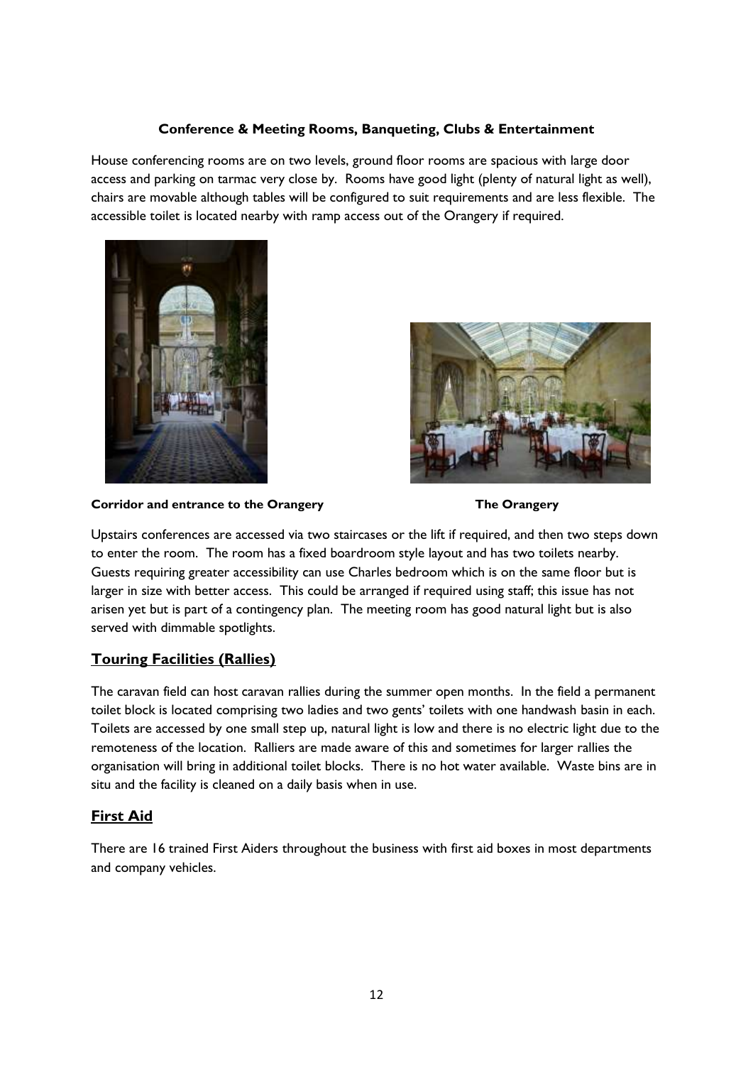**Conference & Meeting Rooms, Banqueting, Clubs & Entertainment**

House conferencing rooms are on two levels, ground floor rooms are spacious with large door access and parking on tarmac very close by. Rooms have good light (plenty of natural light as well), chairs are movable although tables will be configured to suit requirements and are less flexible. The accessible toilet is located nearby with ramp access out of the Orangery if required.

**Corridor and entrance to the Orangery**

**The Orangery**

Upstairs conferences are accessed via two staircases or the lift if required, and then two steps down to enter the room. The room has a fixed boardroom style layout and has two toilets nearby. Guests requiring greater accessibility can use Charles bedroom which is on the same floor but is larger in size with better access. This could be arranged if required using staff; this issue has not arisen yet but is part of a contingency plan. The meeting room has good natural light but is also served with dimmable spotlights.

## Touring Facilities (Rallies)

The caravan field can host caravan rallies during the summer open months. In the field a permanent toilet block is located comprising two ladies and two gents' toilets with one handwash basin in each. Toilets are accessed by one small step up, natural light is low and there is no electric light due to the remoteness of the location. Ralliers are made aware of this and sometimes for larger rallies the organisation will bring in additional toilet blocks. There is no hot water available. Waste bins are in situ and the facility is cleaned on a daily basis when in use.

## First Aid

There are 16 trained First Aiders throughout the business with first aid boxes in most departments and company vehicles.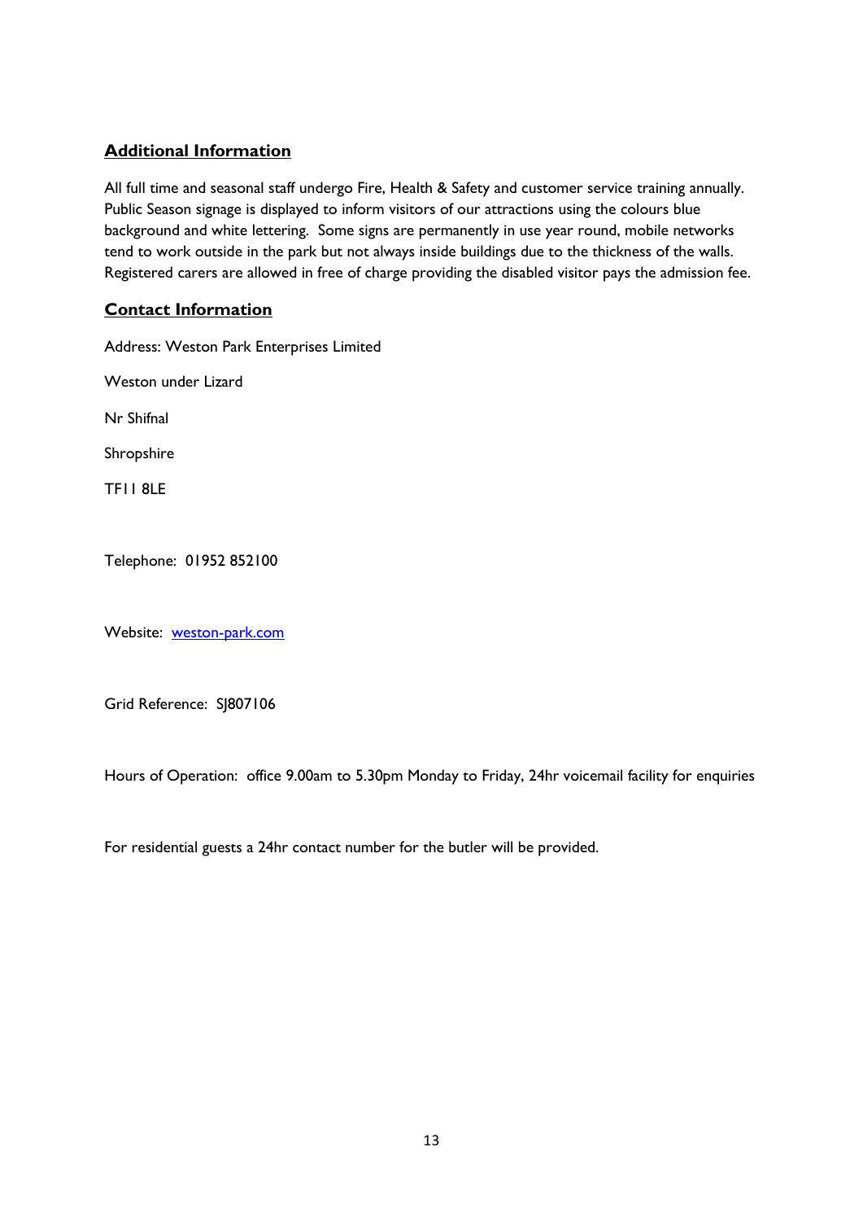## Additional Information

All full time and seasonal staff undergo Fire, Health & Safety and customer service training annually. Public Season signage is displayed to inform visitors of our attractions using the colours blue background and white lettering. Some signs are permanently in use year round, mobile networks tend to work outside in the park but not always inside buildings due to the thickness of the walls. Registered carers are allowed in free of charge providing the disabled visitor pays the admission fee.

## Contact Information

Address: Weston Park Enterprises Limited

Weston under Lizard

Nr Shifnal

Shropshire

TF11 8LE

Telephone: 01952 852100

Website: [weston-park.com](weston-park.com)

Grid Reference: SJ807106

Hours of Operation: office 9.00am to 5.30pm Monday to Friday, 24hr voicemail facility for enquiries

For residential guests a 24hr contact number for the butler will be provided.